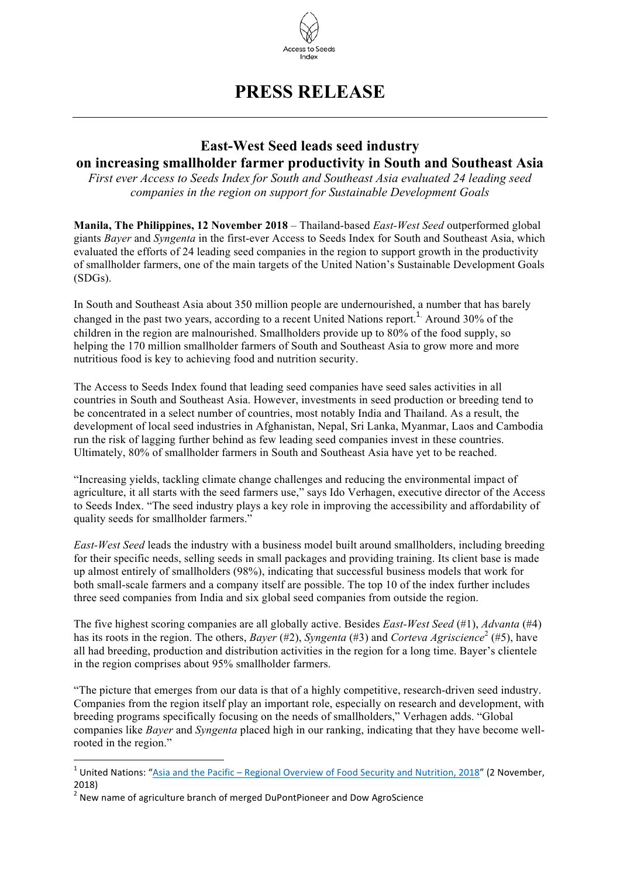Access to Seeds Index

# PRESS RELEASE

## East-West Seed leads seed industry on increasing smallholder farmer productivity in South and Southeast Asia

*First ever Access to Seeds Index for South and Southeast Asia evaluated 24 leading seed companies in the region on support for Sustainable Development Goals*

**Manila, The Philippines, 12 November 2018** – Thailand-based *East-West Seed* outperformed global giants *Bayer* and *Syngenta* in the first-ever Access to Seeds Index for South and Southeast Asia, which evaluated the efforts of 24 leading seed companies in the region to support growth in the productivity of smallholder farmers, one of the main targets of the United Nation's Sustainable Development Goals (SDGs).

In South and Southeast Asia about 350 million people are undernourished, a number that has barely changed in the past two years, according to a recent United Nations report.[1] Around 30% of the children in the region are malnourished. Smallholders provide up to 80% of the food supply, so helping the 170 million smallholder farmers of South and Southeast Asia to grow more and more nutritious food is key to achieving food and nutrition security.

The Access to Seeds Index found that leading seed companies have seed sales activities in all countries in South and Southeast Asia. However, investments in seed production or breeding tend to be concentrated in a select number of countries, most notably India and Thailand. As a result, the development of local seed industries in Afghanistan, Nepal, Sri Lanka, Myanmar, Laos and Cambodia run the risk of lagging further behind as few leading seed companies invest in these countries. Ultimately, 80% of smallholder farmers in South and Southeast Asia have yet to be reached.

"Increasing yields, tackling climate change challenges and reducing the environmental impact of agriculture, it all starts with the seed farmers use," says Ido Verhagen, executive director of the Access to Seeds Index. "The seed industry plays a key role in improving the accessibility and affordability of quality seeds for smallholder farmers."

*East-West Seed* leads the industry with a business model built around smallholders, including breeding for their specific needs, selling seeds in small packages and providing training. Its client base is made up almost entirely of smallholders (98%), indicating that successful business models that work for both small-scale farmers and a company itself are possible. The top 10 of the index further includes three seed companies from India and six global seed companies from outside the region.

The five highest scoring companies are all globally active. Besides *East-West Seed* (#1), *Advanta* (#4) has its roots in the region. The others, *Bayer* (#2), *Syngenta* (#3) and *Corteva Agriscience*[2] (#5), have all had breeding, production and distribution activities in the region for a long time. Bayer's clientele in the region comprises about 95% smallholder farmers.

"The picture that emerges from our data is that of a highly competitive, research-driven seed industry. Companies from the region itself play an important role, especially on research and development, with breeding programs specifically focusing on the needs of smallholders," Verhagen adds. "Global companies like *Bayer* and *Syngenta* placed high in our ranking, indicating that they have become well-rooted in the region."

---

[1] United Nations: "Asia and the Pacific – Regional Overview of Food Security and Nutrition, 2018" (2 November, 2018)

[2] New name of agriculture branch of merged DuPontPioneer and Dow AgroScience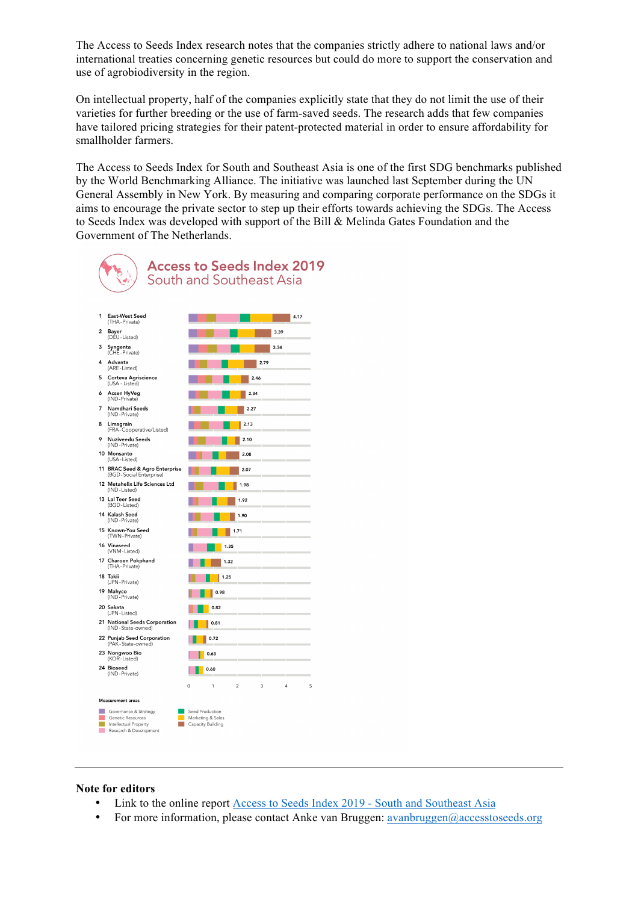The Access to Seeds Index research notes that the companies strictly adhere to national laws and/or international treaties concerning genetic resources but could do more to support the conservation and use of agrobiodiversity in the region.

On intellectual property, half of the companies explicitly state that they do not limit the use of their varieties for further breeding or the use of farm-saved seeds. The research adds that few companies have tailored pricing strategies for their patent-protected material in order to ensure affordability for smallholder farmers.

The Access to Seeds Index for South and Southeast Asia is one of the first SDG benchmarks published by the World Benchmarking Alliance. The initiative was launched last September during the UN General Assembly in New York. By measuring and comparing corporate performance on the SDGs it aims to encourage the private sector to step up their efforts towards achieving the SDGs. The Access to Seeds Index was developed with support of the Bill & Melinda Gates Foundation and the Government of The Netherlands.

Access to Seeds Index 2019
South and Southeast Asia

1 East-West Seed (THA-Private) 4.17
2 Bayer (DEU-Listed) 3.39
3 Syngenta (CHE-Private) 3.34
4 Advanta (ARE-Listed) 2.79
5 Corteva Agriscience (USA - Listed) 2.46
6 Acsen HyVeg (IND-Private) 2.34
7 Namdhari Seeds (IND-Private) 2.27
8 Limagrain (FRA-Cooperative/Listed) 2.13
9 Nuziveedu Seeds (IND-Private) 2.10
10 Monsanto (USA-Listed) 2.08
11 BRAC Seed & Agro Enterprise (BGD-Social Enterprise) 2.07
12 Metahelix Life Sciences Ltd (IND-Listed) 1.98
13 Lal Teer Seed (BGD-Listed) 1.92
14 Kalash Seed (IND-Private) 1.90
15 Known-You Seed (TWN-Private) 1.71
16 Vinaseed (VNM-Listed) 1.35
17 Charoen Pokphand (THA-Private) 1.32
18 Takii (JPN-Private) 1.25
19 Mahyco (IND-Private) 0.98
20 Sakata (JPN-Listed) 0.82
21 National Seeds Corporation (IND-State-owned) 0.81
22 Punjab Seed Corporation (PAK-State-owned) 0.72
23 Nongwoo Bio (KOR-Listed) 0.63
24 Bioseed (IND-Private) 0.60

0 1 2 3 4 5

Measurement areas
Governance & Strategy
Genetic Resources
Intellectual Property
Research & Development
Seed Production
Marketing & Sales
Capacity Building

---

**Note for editors**

- Link to the online report [Access to Seeds Index 2019 - South and Southeast Asia](#)
- For more information, please contact Anke van Bruggen: avanbruggen@accesstoseeds.org